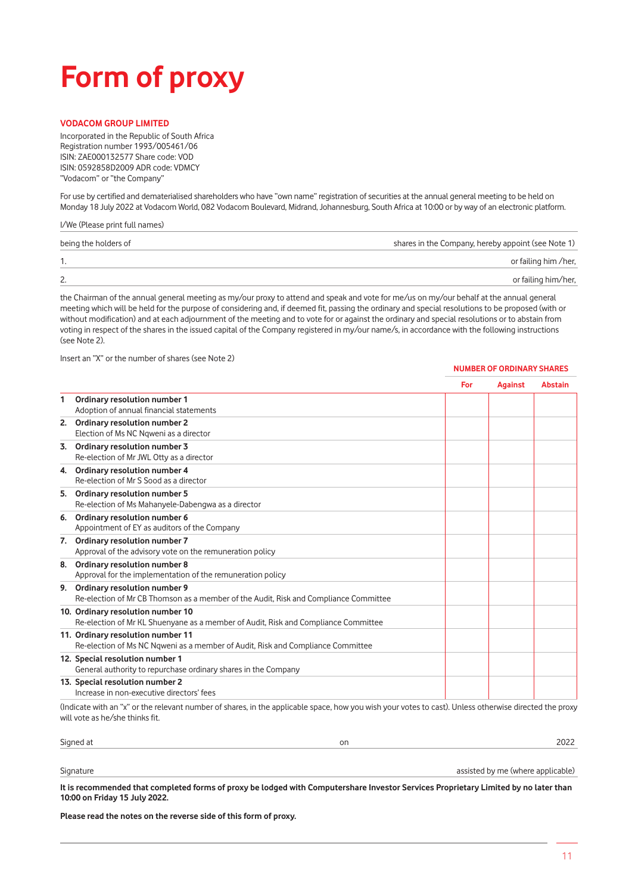# Form of proxy

**VODACOM GROUP LIMITED**

Incorporated in the Republic of South Africa
Registration number 1993/005461/06
ISIN: ZAE000132577 Share code: VOD
ISIN: 0592858D2009 ADR code: VDMCY
"Vodacom" or "the Company"

For use by certified and dematerialised shareholders who have "own name" registration of securities at the annual general meeting to be held on Monday 18 July 2022 at Vodacom World, 082 Vodacom Boulevard, Midrand, Johannesburg, South Africa at 10:00 or by way of an electronic platform.

I/We (Please print full names) ______________________________

being the holders of ______________________________ shares in the Company, hereby appoint (see Note 1)

1. ______________________________ or failing him /her,

2. ______________________________ or failing him/her,

the Chairman of the annual general meeting as my/our proxy to attend and speak and vote for me/us on my/our behalf at the annual general meeting which will be held for the purpose of considering and, if deemed fit, passing the ordinary and special resolutions to be proposed (with or without modification) and at each adjournment of the meeting and to vote for or against the ordinary and special resolutions or to abstain from voting in respect of the shares in the issued capital of the Company registered in my/our name/s, in accordance with the following instructions (see Note 2).

Insert an "X" or the number of shares (see Note 2)

| | NUMBER OF ORDINARY SHARES | | |
|---|---|---|---|
| | **For** | **Against** | **Abstain** |
| **1 Ordinary resolution number 1**<br>Adoption of annual financial statements | | | |
| **2. Ordinary resolution number 2**<br>Election of Ms NC Nqweni as a director | | | |
| **3. Ordinary resolution number 3**<br>Re-election of Mr JWL Otty as a director | | | |
| **4. Ordinary resolution number 4**<br>Re-election of Mr S Sood as a director | | | |
| **5. Ordinary resolution number 5**<br>Re-election of Ms Mahanyele-Dabengwa as a director | | | |
| **6. Ordinary resolution number 6**<br>Appointment of EY as auditors of the Company | | | |
| **7. Ordinary resolution number 7**<br>Approval of the advisory vote on the remuneration policy | | | |
| **8. Ordinary resolution number 8**<br>Approval for the implementation of the remuneration policy | | | |
| **9. Ordinary resolution number 9**<br>Re-election of Mr CB Thomson as a member of the Audit, Risk and Compliance Committee | | | |
| **10. Ordinary resolution number 10**<br>Re-election of Mr KL Shuenyane as a member of Audit, Risk and Compliance Committee | | | |
| **11. Ordinary resolution number 11**<br>Re-election of Ms NC Nqweni as a member of Audit, Risk and Compliance Committee | | | |
| **12. Special resolution number 1**<br>General authority to repurchase ordinary shares in the Company | | | |
| **13. Special resolution number 2**<br>Increase in non-executive directors' fees | | | |

(Indicate with an "x" or the relevant number of shares, in the applicable space, how you wish your votes to cast). Unless otherwise directed the proxy will vote as he/she thinks fit.

Signed at ______________________________ on ______________________________ 2022

Signature ______________________________ assisted by me (where applicable)

**It is recommended that completed forms of proxy be lodged with Computershare Investor Services Proprietary Limited by no later than 10:00 on Friday 15 July 2022.**

**Please read the notes on the reverse side of this form of proxy.**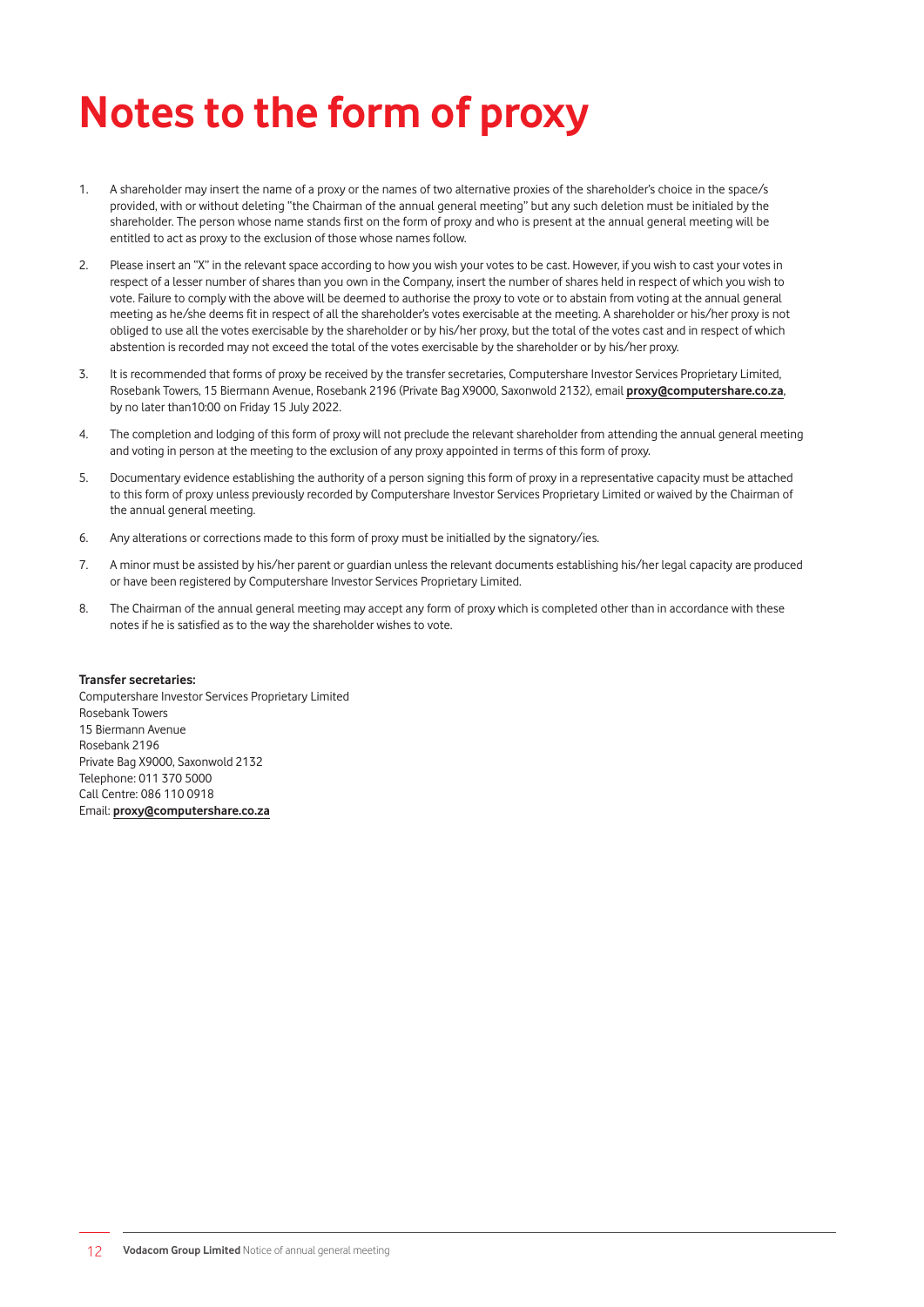# Notes to the form of proxy

1. A shareholder may insert the name of a proxy or the names of two alternative proxies of the shareholder's choice in the space/s provided, with or without deleting "the Chairman of the annual general meeting" but any such deletion must be initialed by the shareholder. The person whose name stands first on the form of proxy and who is present at the annual general meeting will be entitled to act as proxy to the exclusion of those whose names follow.
2. Please insert an "X" in the relevant space according to how you wish your votes to be cast. However, if you wish to cast your votes in respect of a lesser number of shares than you own in the Company, insert the number of shares held in respect of which you wish to vote. Failure to comply with the above will be deemed to authorise the proxy to vote or to abstain from voting at the annual general meeting as he/she deems fit in respect of all the shareholder's votes exercisable at the meeting. A shareholder or his/her proxy is not obliged to use all the votes exercisable by the shareholder or by his/her proxy, but the total of the votes cast and in respect of which abstention is recorded may not exceed the total of the votes exercisable by the shareholder or by his/her proxy.
3. It is recommended that forms of proxy be received by the transfer secretaries, Computershare Investor Services Proprietary Limited, Rosebank Towers, 15 Biermann Avenue, Rosebank 2196 (Private Bag X9000, Saxonwold 2132), email **proxy@computershare.co.za**, by no later than10:00 on Friday 15 July 2022.
4. The completion and lodging of this form of proxy will not preclude the relevant shareholder from attending the annual general meeting and voting in person at the meeting to the exclusion of any proxy appointed in terms of this form of proxy.
5. Documentary evidence establishing the authority of a person signing this form of proxy in a representative capacity must be attached to this form of proxy unless previously recorded by Computershare Investor Services Proprietary Limited or waived by the Chairman of the annual general meeting.
6. Any alterations or corrections made to this form of proxy must be initialled by the signatory/ies.
7. A minor must be assisted by his/her parent or guardian unless the relevant documents establishing his/her legal capacity are produced or have been registered by Computershare Investor Services Proprietary Limited.
8. The Chairman of the annual general meeting may accept any form of proxy which is completed other than in accordance with these notes if he is satisfied as to the way the shareholder wishes to vote.

**Transfer secretaries:**
Computershare Investor Services Proprietary Limited
Rosebank Towers
15 Biermann Avenue
Rosebank 2196
Private Bag X9000, Saxonwold 2132
Telephone: 011 370 5000
Call Centre: 086 110 0918
Email: **proxy@computershare.co.za**